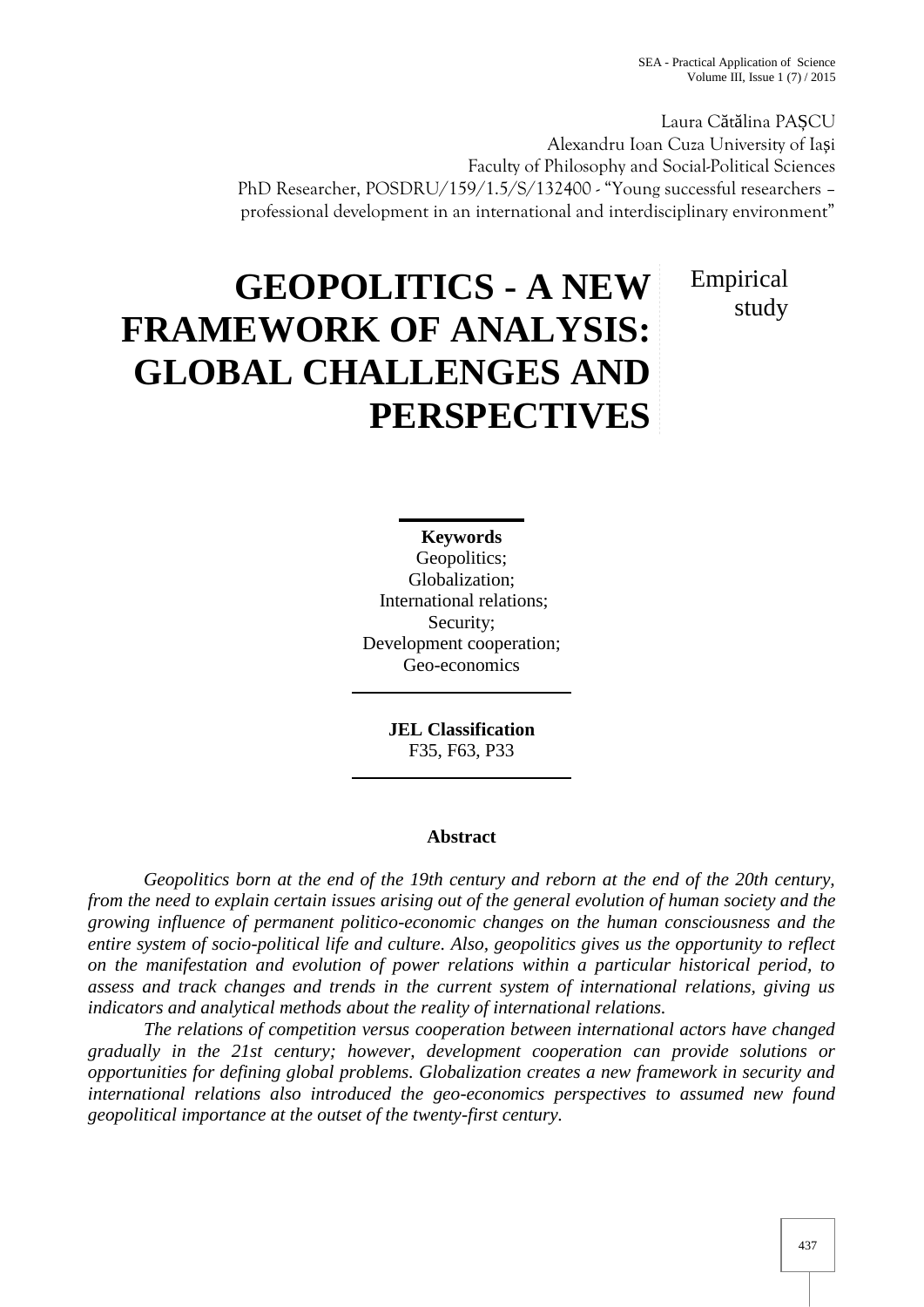Laura Cătălina PAȘCU
Alexandru Ioan Cuza University of Iași
Faculty of Philosophy and Social-Political Sciences
PhD Researcher, POSDRU/159/1.5/S/132400 - "Young successful researchers – professional development in an international and interdisciplinary environment"

# GEOPOLITICS - A NEW FRAMEWORK OF ANALYSIS: GLOBAL CHALLENGES AND PERSPECTIVES

Empirical study

**Keywords**
Geopolitics;
Globalization;
International relations;
Security;
Development cooperation;
Geo-economics

**JEL Classification**
F35, F63, P33

**Abstract**

*Geopolitics born at the end of the 19th century and reborn at the end of the 20th century, from the need to explain certain issues arising out of the general evolution of human society and the growing influence of permanent politico-economic changes on the human consciousness and the entire system of socio-political life and culture. Also, geopolitics gives us the opportunity to reflect on the manifestation and evolution of power relations within a particular historical period, to assess and track changes and trends in the current system of international relations, giving us indicators and analytical methods about the reality of international relations.*

*The relations of competition versus cooperation between international actors have changed gradually in the 21st century; however, development cooperation can provide solutions or opportunities for defining global problems. Globalization creates a new framework in security and international relations also introduced the geo-economics perspectives to assumed new found geopolitical importance at the outset of the twenty-first century.*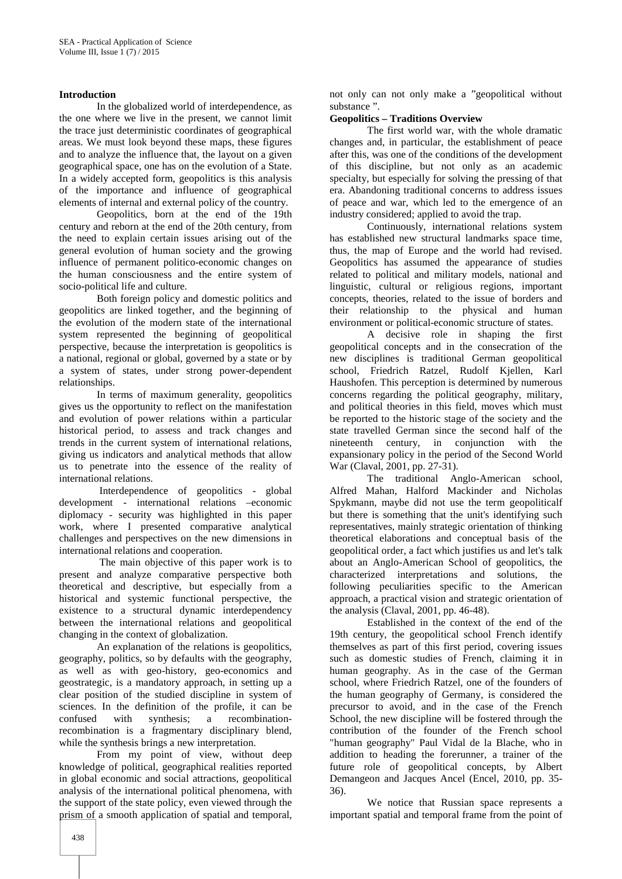**Introduction**

In the globalized world of interdependence, as the one where we live in the present, we cannot limit the trace just deterministic coordinates of geographical areas. We must look beyond these maps, these figures and to analyze the influence that, the layout on a given geographical space, one has on the evolution of a State. In a widely accepted form, geopolitics is this analysis of the importance and influence of geographical elements of internal and external policy of the country.

Geopolitics, born at the end of the 19th century and reborn at the end of the 20th century, from the need to explain certain issues arising out of the general evolution of human society and the growing influence of permanent politico-economic changes on the human consciousness and the entire system of socio-political life and culture.

Both foreign policy and domestic politics and geopolitics are linked together, and the beginning of the evolution of the modern state of the international system represented the beginning of geopolitical perspective, because the interpretation is geopolitics is a national, regional or global, governed by a state or by a system of states, under strong power-dependent relationships.

In terms of maximum generality, geopolitics gives us the opportunity to reflect on the manifestation and evolution of power relations within a particular historical period, to assess and track changes and trends in the current system of international relations, giving us indicators and analytical methods that allow us to penetrate into the essence of the reality of international relations.

Interdependence of geopolitics - global development - international relations –economic diplomacy - security was highlighted in this paper work, where I presented comparative analytical challenges and perspectives on the new dimensions in international relations and cooperation.

The main objective of this paper work is to present and analyze comparative perspective both theoretical and descriptive, but especially from a historical and systemic functional perspective, the existence to a structural dynamic interdependency between the international relations and geopolitical changing in the context of globalization.

An explanation of the relations is geopolitics, geography, politics, so by defaults with the geography, as well as with geo-history, geo-economics and geostrategic, is a mandatory approach, in setting up a clear position of the studied discipline in system of sciences. In the definition of the profile, it can be confused with synthesis; a recombination-recombination is a fragmentary disciplinary blend, while the synthesis brings a new interpretation.

From my point of view, without deep knowledge of political, geographical realities reported in global economic and social attractions, geopolitical analysis of the international political phenomena, with the support of the state policy, even viewed through the prism of a smooth application of spatial and temporal, not only can not only make a "geopolitical without substance ".

**Geopolitics – Traditions Overview**

The first world war, with the whole dramatic changes and, in particular, the establishment of peace after this, was one of the conditions of the development of this discipline, but not only as an academic specialty, but especially for solving the pressing of that era. Abandoning traditional concerns to address issues of peace and war, which led to the emergence of an industry considered; applied to avoid the trap.

Continuously, international relations system has established new structural landmarks space time, thus, the map of Europe and the world had revised. Geopolitics has assumed the appearance of studies related to political and military models, national and linguistic, cultural or religious regions, important concepts, theories, related to the issue of borders and their relationship to the physical and human environment or political-economic structure of states.

A decisive role in shaping the first geopolitical concepts and in the consecration of the new disciplines is traditional German geopolitical school, Friedrich Ratzel, Rudolf Kjellen, Karl Haushofen. This perception is determined by numerous concerns regarding the political geography, military, and political theories in this field, moves which must be reported to the historic stage of the society and the state travelled German since the second half of the nineteenth century, in conjunction with the expansionary policy in the period of the Second World War (Claval, 2001, pp. 27-31).

The traditional Anglo-American school, Alfred Mahan, Halford Mackinder and Nicholas Spykmann, maybe did not use the term geopoliticalf but there is something that the unit's identifying such representatives, mainly strategic orientation of thinking theoretical elaborations and conceptual basis of the geopolitical order, a fact which justifies us and let's talk about an Anglo-American School of geopolitics, the characterized interpretations and solutions, the following peculiarities specific to the American approach, a practical vision and strategic orientation of the analysis (Claval, 2001, pp. 46-48).

Established in the context of the end of the 19th century, the geopolitical school French identify themselves as part of this first period, covering issues such as domestic studies of French, claiming it in human geography. As in the case of the German school, where Friedrich Ratzel, one of the founders of the human geography of Germany, is considered the precursor to avoid, and in the case of the French School, the new discipline will be fostered through the contribution of the founder of the French school "human geography" Paul Vidal de la Blache, who in addition to heading the forerunner, a trainer of the future role of geopolitical concepts, by Albert Demangeon and Jacques Ancel (Encel, 2010, pp. 35-36).

We notice that Russian space represents a important spatial and temporal frame from the point of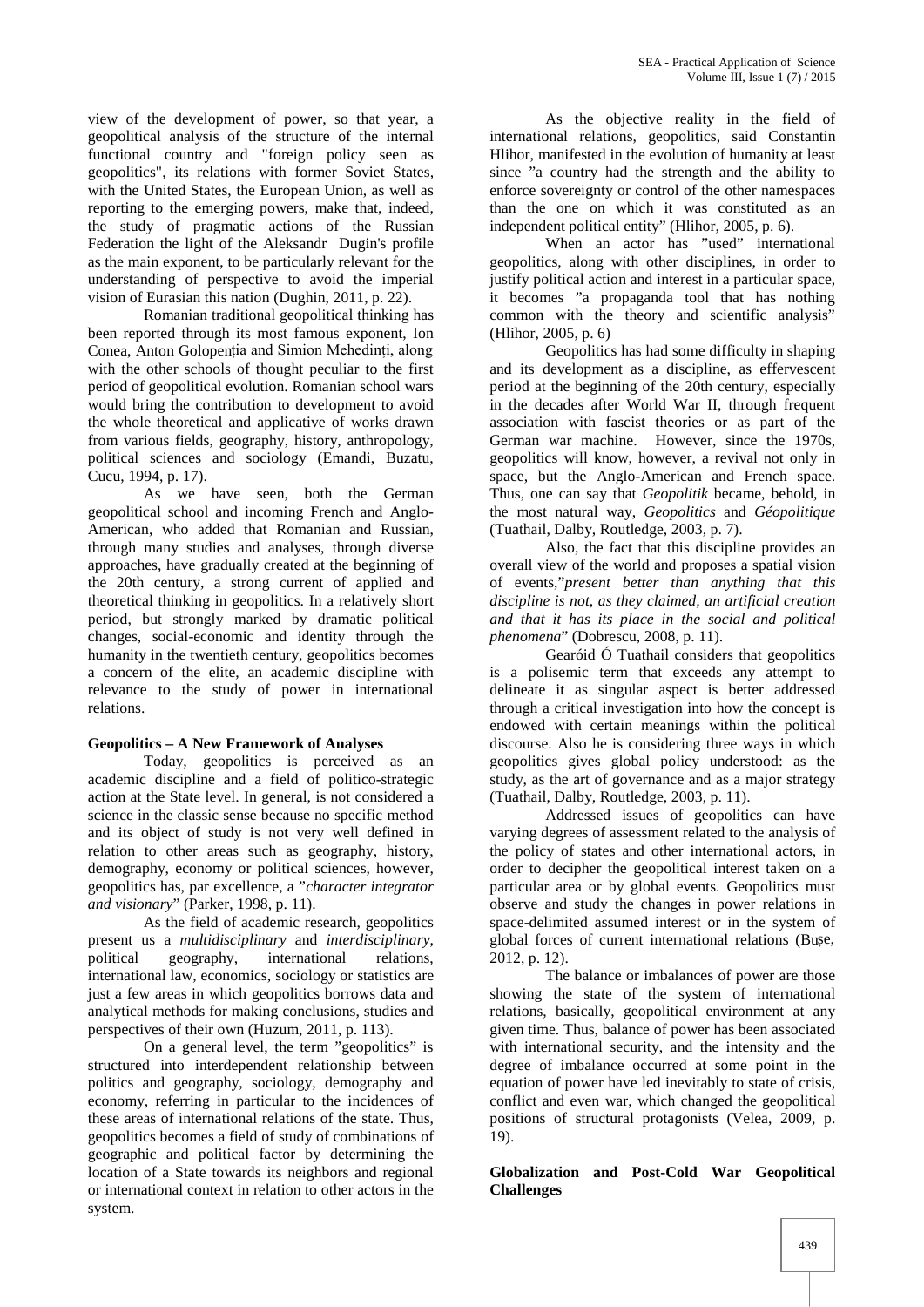view of the development of power, so that year, a geopolitical analysis of the structure of the internal functional country and "foreign policy seen as geopolitics", its relations with former Soviet States, with the United States, the European Union, as well as reporting to the emerging powers, make that, indeed, the study of pragmatic actions of the Russian Federation the light of the Aleksandr Dugin's profile as the main exponent, to be particularly relevant for the understanding of perspective to avoid the imperial vision of Eurasian this nation (Dughin, 2011, p. 22).

Romanian traditional geopolitical thinking has been reported through its most famous exponent, Ion Conea, Anton Golopenția and Simion Mehedinți, along with the other schools of thought peculiar to the first period of geopolitical evolution. Romanian school wars would bring the contribution to development to avoid the whole theoretical and applicative of works drawn from various fields, geography, history, anthropology, political sciences and sociology (Emandi, Buzatu, Cucu, 1994, p. 17).

As we have seen, both the German geopolitical school and incoming French and Anglo-American, who added that Romanian and Russian, through many studies and analyses, through diverse approaches, have gradually created at the beginning of the 20th century, a strong current of applied and theoretical thinking in geopolitics. In a relatively short period, but strongly marked by dramatic political changes, social-economic and identity through the humanity in the twentieth century, geopolitics becomes a concern of the elite, an academic discipline with relevance to the study of power in international relations.

**Geopolitics – A New Framework of Analyses**

Today, geopolitics is perceived as an academic discipline and a field of politico-strategic action at the State level. In general, is not considered a science in the classic sense because no specific method and its object of study is not very well defined in relation to other areas such as geography, history, demography, economy or political sciences, however, geopolitics has, par excellence, a "*character integrator and visionary*" (Parker, 1998, p. 11).

As the field of academic research, geopolitics present us a *multidisciplinary* and *interdisciplinary*, political geography, international relations, international law, economics, sociology or statistics are just a few areas in which geopolitics borrows data and analytical methods for making conclusions, studies and perspectives of their own (Huzum, 2011, p. 113).

On a general level, the term "geopolitics" is structured into interdependent relationship between politics and geography, sociology, demography and economy, referring in particular to the incidences of these areas of international relations of the state. Thus, geopolitics becomes a field of study of combinations of geographic and political factor by determining the location of a State towards its neighbors and regional or international context in relation to other actors in the system.

As the objective reality in the field of international relations, geopolitics, said Constantin Hlihor, manifested in the evolution of humanity at least since "a country had the strength and the ability to enforce sovereignty or control of the other namespaces than the one on which it was constituted as an independent political entity" (Hlihor, 2005, p. 6).

When an actor has "used" international geopolitics, along with other disciplines, in order to justify political action and interest in a particular space, it becomes "a propaganda tool that has nothing common with the theory and scientific analysis" (Hlihor, 2005, p. 6)

Geopolitics has had some difficulty in shaping and its development as a discipline, as effervescent period at the beginning of the 20th century, especially in the decades after World War II, through frequent association with fascist theories or as part of the German war machine. However, since the 1970s, geopolitics will know, however, a revival not only in space, but the Anglo-American and French space. Thus, one can say that *Geopolitik* became, behold, in the most natural way, *Geopolitics* and *Géopolitique* (Tuathail, Dalby, Routledge, 2003, p. 7).

Also, the fact that this discipline provides an overall view of the world and proposes a spatial vision of events,"*present better than anything that this discipline is not, as they claimed, an artificial creation and that it has its place in the social and political phenomena*" (Dobrescu, 2008, p. 11).

Gearóid Ó Tuathail considers that geopolitics is a polisemic term that exceeds any attempt to delineate it as singular aspect is better addressed through a critical investigation into how the concept is endowed with certain meanings within the political discourse. Also he is considering three ways in which geopolitics gives global policy understood: as the study, as the art of governance and as a major strategy (Tuathail, Dalby, Routledge, 2003, p. 11).

Addressed issues of geopolitics can have varying degrees of assessment related to the analysis of the policy of states and other international actors, in order to decipher the geopolitical interest taken on a particular area or by global events. Geopolitics must observe and study the changes in power relations in space-delimited assumed interest or in the system of global forces of current international relations (Bușe, 2012, p. 12).

The balance or imbalances of power are those showing the state of the system of international relations, basically, geopolitical environment at any given time. Thus, balance of power has been associated with international security, and the intensity and the degree of imbalance occurred at some point in the equation of power have led inevitably to state of crisis, conflict and even war, which changed the geopolitical positions of structural protagonists (Velea, 2009, p. 19).

**Globalization and Post-Cold War Geopolitical Challenges**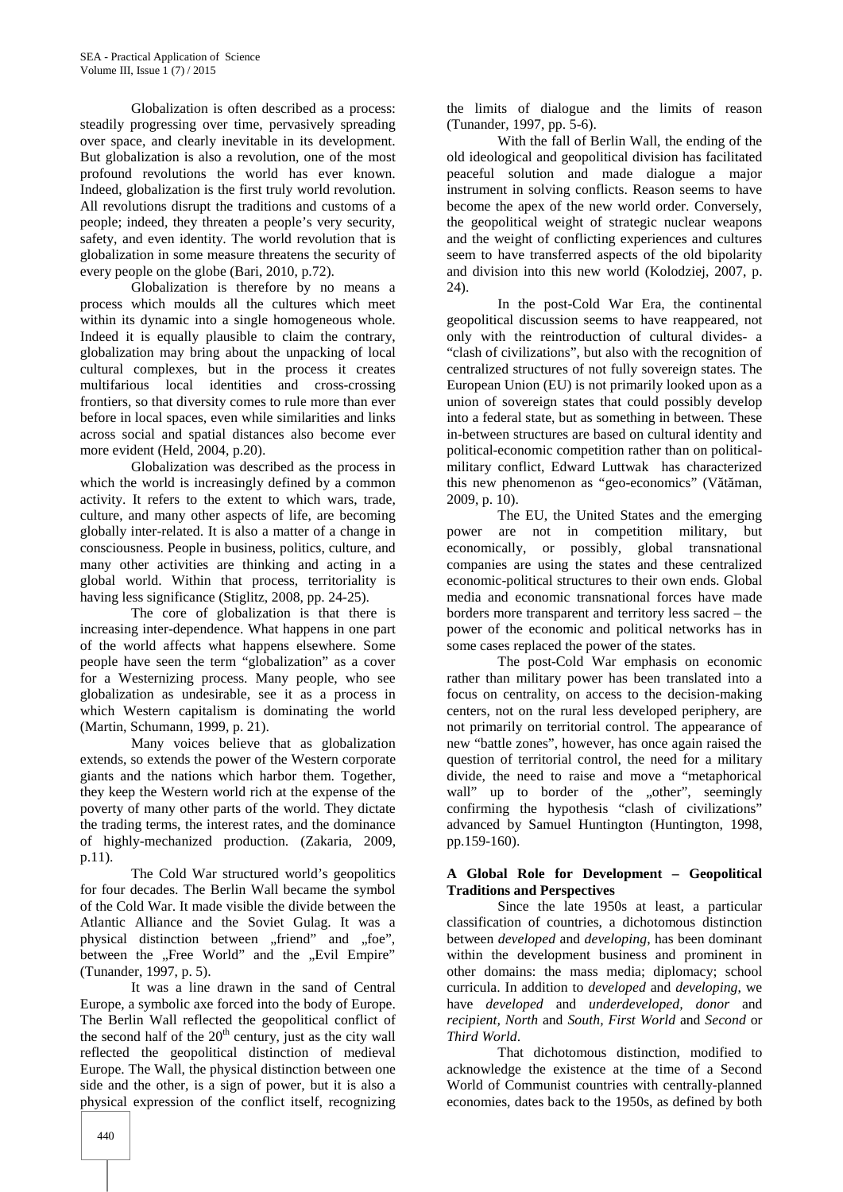Globalization is often described as a process: steadily progressing over time, pervasively spreading over space, and clearly inevitable in its development. But globalization is also a revolution, one of the most profound revolutions the world has ever known. Indeed, globalization is the first truly world revolution. All revolutions disrupt the traditions and customs of a people; indeed, they threaten a people's very security, safety, and even identity. The world revolution that is globalization in some measure threatens the security of every people on the globe (Bari, 2010, p.72).

Globalization is therefore by no means a process which moulds all the cultures which meet within its dynamic into a single homogeneous whole. Indeed it is equally plausible to claim the contrary, globalization may bring about the unpacking of local cultural complexes, but in the process it creates multifarious local identities and cross-crossing frontiers, so that diversity comes to rule more than ever before in local spaces, even while similarities and links across social and spatial distances also become ever more evident (Held, 2004, p.20).

Globalization was described as the process in which the world is increasingly defined by a common activity. It refers to the extent to which wars, trade, culture, and many other aspects of life, are becoming globally inter-related. It is also a matter of a change in consciousness. People in business, politics, culture, and many other activities are thinking and acting in a global world. Within that process, territoriality is having less significance (Stiglitz, 2008, pp. 24-25).

The core of globalization is that there is increasing inter-dependence. What happens in one part of the world affects what happens elsewhere. Some people have seen the term "globalization" as a cover for a Westernizing process. Many people, who see globalization as undesirable, see it as a process in which Western capitalism is dominating the world (Martin, Schumann, 1999, p. 21).

Many voices believe that as globalization extends, so extends the power of the Western corporate giants and the nations which harbor them. Together, they keep the Western world rich at the expense of the poverty of many other parts of the world. They dictate the trading terms, the interest rates, and the dominance of highly-mechanized production. (Zakaria, 2009, p.11).

The Cold War structured world's geopolitics for four decades. The Berlin Wall became the symbol of the Cold War. It made visible the divide between the Atlantic Alliance and the Soviet Gulag. It was a physical distinction between „friend" and „foe", between the „Free World" and the „Evil Empire" (Tunander, 1997, p. 5).

It was a line drawn in the sand of Central Europe, a symbolic axe forced into the body of Europe. The Berlin Wall reflected the geopolitical conflict of the second half of the 20th century, just as the city wall reflected the geopolitical distinction of medieval Europe. The Wall, the physical distinction between one side and the other, is a sign of power, but it is also a physical expression of the conflict itself, recognizing the limits of dialogue and the limits of reason (Tunander, 1997, pp. 5-6).

With the fall of Berlin Wall, the ending of the old ideological and geopolitical division has facilitated peaceful solution and made dialogue a major instrument in solving conflicts. Reason seems to have become the apex of the new world order. Conversely, the geopolitical weight of strategic nuclear weapons and the weight of conflicting experiences and cultures seem to have transferred aspects of the old bipolarity and division into this new world (Kolodziej, 2007, p. 24).

In the post-Cold War Era, the continental geopolitical discussion seems to have reappeared, not only with the reintroduction of cultural divides- a "clash of civilizations", but also with the recognition of centralized structures of not fully sovereign states. The European Union (EU) is not primarily looked upon as a union of sovereign states that could possibly develop into a federal state, but as something in between. These in-between structures are based on cultural identity and political-economic competition rather than on political-military conflict, Edward Luttwak has characterized this new phenomenon as "geo-economics" (Vătăman, 2009, p. 10).

The EU, the United States and the emerging power are not in competition military, but economically, or possibly, global transnational companies are using the states and these centralized economic-political structures to their own ends. Global media and economic transnational forces have made borders more transparent and territory less sacred – the power of the economic and political networks has in some cases replaced the power of the states.

The post-Cold War emphasis on economic rather than military power has been translated into a focus on centrality, on access to the decision-making centers, not on the rural less developed periphery, are not primarily on territorial control. The appearance of new "battle zones", however, has once again raised the question of territorial control, the need for a military divide, the need to raise and move a "metaphorical wall" up to border of the „other", seemingly confirming the hypothesis "clash of civilizations" advanced by Samuel Huntington (Huntington, 1998, pp.159-160).

## A Global Role for Development – Geopolitical Traditions and Perspectives

Since the late 1950s at least, a particular classification of countries, a dichotomous distinction between *developed* and *developing*, has been dominant within the development business and prominent in other domains: the mass media; diplomacy; school curricula. In addition to *developed* and *developing*, we have *developed* and *underdeveloped*, *donor* and *recipient*, *North* and *South*, *First World* and *Second* or *Third World*.

That dichotomous distinction, modified to acknowledge the existence at the time of a Second World of Communist countries with centrally-planned economies, dates back to the 1950s, as defined by both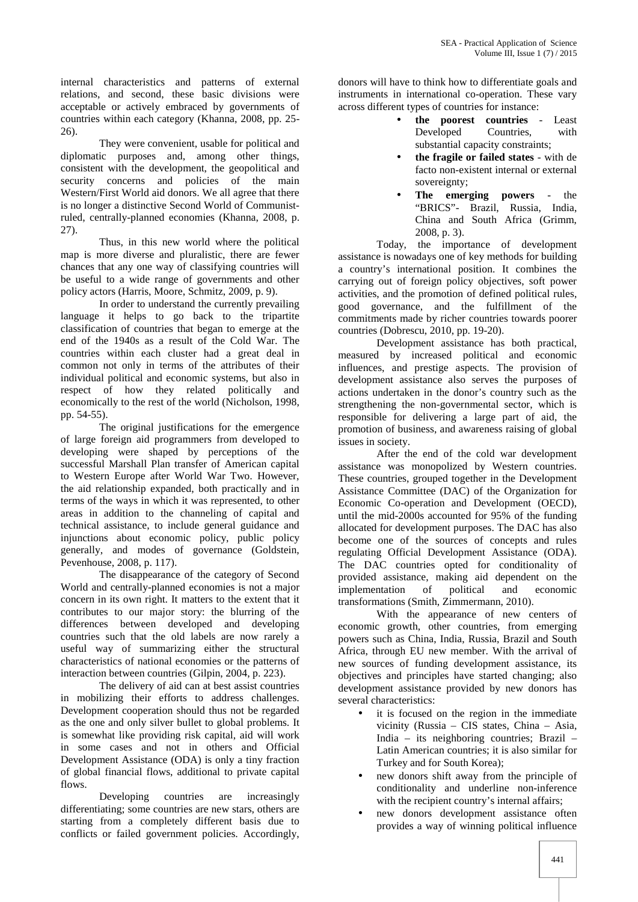internal characteristics and patterns of external relations, and second, these basic divisions were acceptable or actively embraced by governments of countries within each category (Khanna, 2008, pp. 25-26).

They were convenient, usable for political and diplomatic purposes and, among other things, consistent with the development, the geopolitical and security concerns and policies of the main Western/First World aid donors. We all agree that there is no longer a distinctive Second World of Communist-ruled, centrally-planned economies (Khanna, 2008, p. 27).

Thus, in this new world where the political map is more diverse and pluralistic, there are fewer chances that any one way of classifying countries will be useful to a wide range of governments and other policy actors (Harris, Moore, Schmitz, 2009, p. 9).

In order to understand the currently prevailing language it helps to go back to the tripartite classification of countries that began to emerge at the end of the 1940s as a result of the Cold War. The countries within each cluster had a great deal in common not only in terms of the attributes of their individual political and economic systems, but also in respect of how they related politically and economically to the rest of the world (Nicholson, 1998, pp. 54-55).

The original justifications for the emergence of large foreign aid programmers from developed to developing were shaped by perceptions of the successful Marshall Plan transfer of American capital to Western Europe after World War Two. However, the aid relationship expanded, both practically and in terms of the ways in which it was represented, to other areas in addition to the channeling of capital and technical assistance, to include general guidance and injunctions about economic policy, public policy generally, and modes of governance (Goldstein, Pevenhouse, 2008, p. 117).

The disappearance of the category of Second World and centrally-planned economies is not a major concern in its own right. It matters to the extent that it contributes to our major story: the blurring of the differences between developed and developing countries such that the old labels are now rarely a useful way of summarizing either the structural characteristics of national economies or the patterns of interaction between countries (Gilpin, 2004, p. 223).

The delivery of aid can at best assist countries in mobilizing their efforts to address challenges. Development cooperation should thus not be regarded as the one and only silver bullet to global problems. It is somewhat like providing risk capital, aid will work in some cases and not in others and Official Development Assistance (ODA) is only a tiny fraction of global financial flows, additional to private capital flows.

Developing countries are increasingly differentiating; some countries are new stars, others are starting from a completely different basis due to conflicts or failed government policies. Accordingly, donors will have to think how to differentiate goals and instruments in international co-operation. These vary across different types of countries for instance:

- **the poorest countries** - Least Developed Countries, with substantial capacity constraints;
- **the fragile or failed states** - with de facto non-existent internal or external sovereignty;
- **The emerging powers** - the "BRICS"- Brazil, Russia, India, China and South Africa (Grimm, 2008, p. 3).

Today, the importance of development assistance is nowadays one of key methods for building a country's international position. It combines the carrying out of foreign policy objectives, soft power activities, and the promotion of defined political rules, good governance, and the fulfillment of the commitments made by richer countries towards poorer countries (Dobrescu, 2010, pp. 19-20).

Development assistance has both practical, measured by increased political and economic influences, and prestige aspects. The provision of development assistance also serves the purposes of actions undertaken in the donor's country such as the strengthening the non-governmental sector, which is responsible for delivering a large part of aid, the promotion of business, and awareness raising of global issues in society.

After the end of the cold war development assistance was monopolized by Western countries. These countries, grouped together in the Development Assistance Committee (DAC) of the Organization for Economic Co-operation and Development (OECD), until the mid-2000s accounted for 95% of the funding allocated for development purposes. The DAC has also become one of the sources of concepts and rules regulating Official Development Assistance (ODA). The DAC countries opted for conditionality of provided assistance, making aid dependent on the implementation of political and economic transformations (Smith, Zimmermann, 2010).

With the appearance of new centers of economic growth, other countries, from emerging powers such as China, India, Russia, Brazil and South Africa, through EU new member. With the arrival of new sources of funding development assistance, its objectives and principles have started changing; also development assistance provided by new donors has several characteristics:

- it is focused on the region in the immediate vicinity (Russia – CIS states, China – Asia, India – its neighboring countries; Brazil – Latin American countries; it is also similar for Turkey and for South Korea);
- new donors shift away from the principle of conditionality and underline non-inference with the recipient country's internal affairs;
- new donors development assistance often provides a way of winning political influence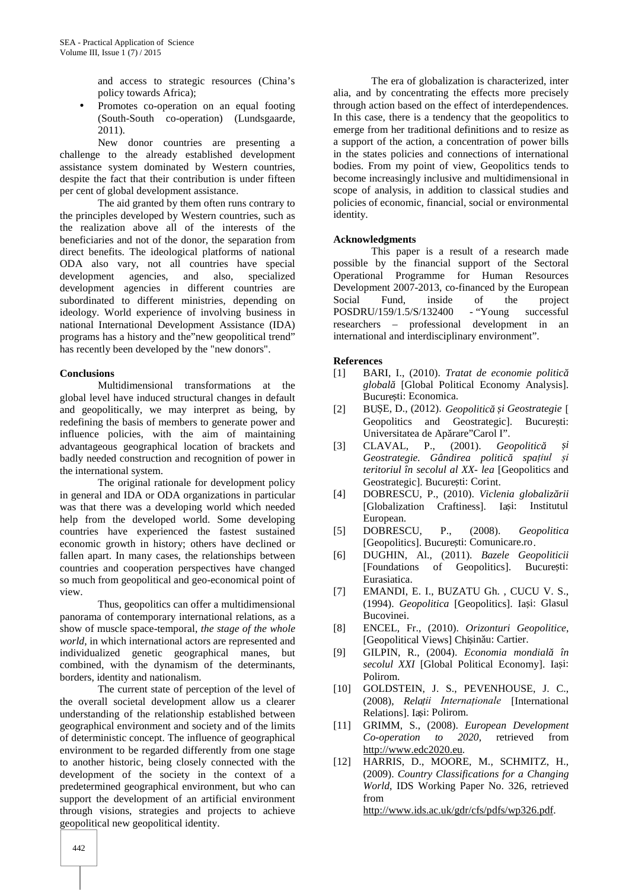and access to strategic resources (China's policy towards Africa);

- Promotes co-operation on an equal footing (South-South co-operation) (Lundsgaarde, 2011).

New donor countries are presenting a challenge to the already established development assistance system dominated by Western countries, despite the fact that their contribution is under fifteen per cent of global development assistance.

The aid granted by them often runs contrary to the principles developed by Western countries, such as the realization above all of the interests of the beneficiaries and not of the donor, the separation from direct benefits. The ideological platforms of national ODA also vary, not all countries have special development agencies, and also, specialized development agencies in different countries are subordinated to different ministries, depending on ideology. World experience of involving business in national International Development Assistance (IDA) programs has a history and the"new geopolitical trend" has recently been developed by the "new donors".

## Conclusions

Multidimensional transformations at the global level have induced structural changes in default and geopolitically, we may interpret as being, by redefining the basis of members to generate power and influence policies, with the aim of maintaining advantageous geographical location of brackets and badly needed construction and recognition of power in the international system.

The original rationale for development policy in general and IDA or ODA organizations in particular was that there was a developing world which needed help from the developed world. Some developing countries have experienced the fastest sustained economic growth in history; others have declined or fallen apart. In many cases, the relationships between countries and cooperation perspectives have changed so much from geopolitical and geo-economical point of view.

Thus, geopolitics can offer a multidimensional panorama of contemporary international relations, as a show of muscle space-temporal, *the stage of the whole world*, in which international actors are represented and individualized genetic geographical manes, but combined, with the dynamism of the determinants, borders, identity and nationalism.

The current state of perception of the level of the overall societal development allow us a clearer understanding of the relationship established between geographical environment and society and of the limits of deterministic concept. The influence of geographical environment to be regarded differently from one stage to another historic, being closely connected with the development of the society in the context of a predetermined geographical environment, but who can support the development of an artificial environment through visions, strategies and projects to achieve geopolitical new geopolitical identity.

The era of globalization is characterized, inter alia, and by concentrating the effects more precisely through action based on the effect of interdependences. In this case, there is a tendency that the geopolitics to emerge from her traditional definitions and to resize as a support of the action, a concentration of power bills in the states policies and connections of international bodies. From my point of view, Geopolitics tends to become increasingly inclusive and multidimensional in scope of analysis, in addition to classical studies and policies of economic, financial, social or environmental identity.

## Acknowledgments

This paper is a result of a research made possible by the financial support of the Sectoral Operational Programme for Human Resources Development 2007-2013, co-financed by the European Social Fund, inside of the project POSDRU/159/1.5/S/132400 - "Young successful researchers – professional development in an international and interdisciplinary environment".

## References

[1] BARI, I., (2010). *Tratat de economie politică globală* [Global Political Economy Analysis]. București: Economica.

[2] BUȘE, D., (2012). *Geopolitică și Geostrategie* [ Geopolitics and Geostrategic]. București: Universitatea de Apărare"Carol I".

[3] CLAVAL, P., (2001). *Geopolitică și Geostrategie. Gândirea politică spațiul și teritoriul în secolul al XX- lea* [Geopolitics and Geostrategic]. București: Corint.

[4] DOBRESCU, P., (2010). *Viclenia globalizării* [Globalization Craftiness]. Iași: Institutul European.

[5] DOBRESCU, P., (2008). *Geopolitica* [Geopolitics]. București: Comunicare.ro.

[6] DUGHIN, Al., (2011). *Bazele Geopoliticii* [Foundations of Geopolitics]. București: Eurasiatica.

[7] EMANDI, E. I., BUZATU Gh. , CUCU V. S., (1994). *Geopolitica* [Geopolitics]. Iași: Glasul Bucovinei.

[8] ENCEL, Fr., (2010). *Orizonturi Geopolitice*, [Geopolitical Views] Chișinău: Cartier.

[9] GILPIN, R., (2004). *Economia mondială în secolul XXI* [Global Political Economy]. Iași: Polirom.

[10] GOLDSTEIN, J. S., PEVENHOUSE, J. C., (2008), *Relații Internaționale* [International Relations]. Iași: Polirom.

[11] GRIMM, S., (2008). *European Development Co-operation to 2020*, retrieved from http://www.edc2020.eu.

[12] HARRIS, D., MOORE, M., SCHMITZ, H., (2009). *Country Classifications for a Changing World*, IDS Working Paper No. 326, retrieved from http://www.ids.ac.uk/gdr/cfs/pdfs/wp326.pdf.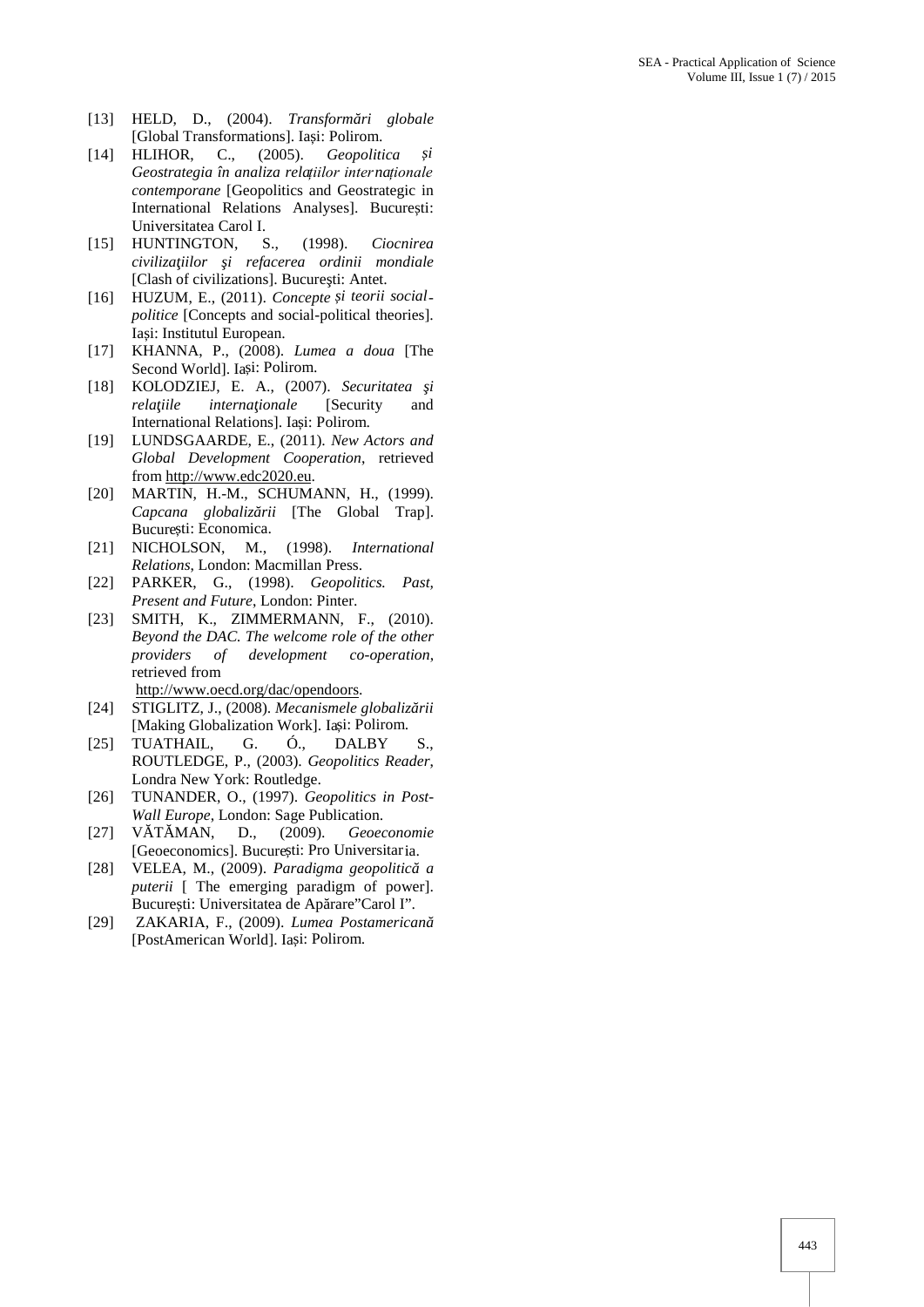[13] HELD, D., (2004). *Transformări globale* [Global Transformations]. Iași: Polirom.

[14] HLIHOR, C., (2005). *Geopolitica și Geostrategia în analiza relațiilor internaționale contemporane* [Geopolitics and Geostrategic in International Relations Analyses]. București: Universitatea Carol I.

[15] HUNTINGTON, S., (1998). *Ciocnirea civilizaţiilor şi refacerea ordinii mondiale* [Clash of civilizations]. Bucureşti: Antet.

[16] HUZUM, E., (2011). *Concepte și teorii social-politice* [Concepts and social-political theories]. Iași: Institutul European.

[17] KHANNA, P., (2008). *Lumea a doua* [The Second World]. Iași: Polirom.

[18] KOLODZIEJ, E. A., (2007). *Securitatea şi relaţiile internaţionale* [Security and International Relations]. Iași: Polirom.

[19] LUNDSGAARDE, E., (2011). *New Actors and Global Development Cooperation*, retrieved from http://www.edc2020.eu.

[20] MARTIN, H.-M., SCHUMANN, H., (1999). *Capcana globalizării* [The Global Trap]. București: Economica.

[21] NICHOLSON, M., (1998). *International Relations*, London: Macmillan Press.

[22] PARKER, G., (1998). *Geopolitics. Past, Present and Future*, London: Pinter.

[23] SMITH, K., ZIMMERMANN, F., (2010). *Beyond the DAC. The welcome role of the other providers of development co-operation*, retrieved from http://www.oecd.org/dac/opendoors.

[24] STIGLITZ, J., (2008). *Mecanismele globalizării* [Making Globalization Work]. Iași: Polirom.

[25] TUATHAIL, G. Ó., DALBY S., ROUTLEDGE, P., (2003). *Geopolitics Reader*, Londra New York: Routledge.

[26] TUNANDER, O., (1997). *Geopolitics in Post-Wall Europe*, London: Sage Publication.

[27] VĂTĂMAN, D., (2009). *Geoeconomie* [Geoeconomics]. București: Pro Universitaria.

[28] VELEA, M., (2009). *Paradigma geopolitică a puterii* [ The emerging paradigm of power]. București: Universitatea de Apărare"Carol I".

[29] ZAKARIA, F., (2009). *Lumea Postamericană* [PostAmerican World]. Iași: Polirom.